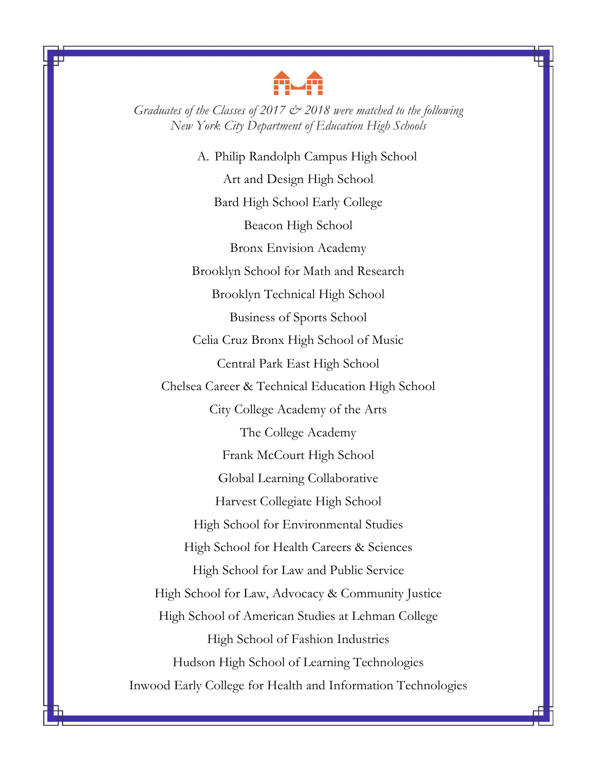*Graduates of the Classes of 2017 & 2018 were matched to the following New York City Department of Education High Schools*

A. Philip Randolph Campus High School

Art and Design High School

Bard High School Early College

Beacon High School

Bronx Envision Academy

Brooklyn School for Math and Research

Brooklyn Technical High School

Business of Sports School

Celia Cruz Bronx High School of Music

Central Park East High School

Chelsea Career & Technical Education High School

City College Academy of the Arts

The College Academy

Frank McCourt High School

Global Learning Collaborative

Harvest Collegiate High School

High School for Environmental Studies

High School for Health Careers & Sciences

High School for Law and Public Service

High School for Law, Advocacy & Community Justice

High School of American Studies at Lehman College

High School of Fashion Industries

Hudson High School of Learning Technologies

Inwood Early College for Health and Information Technologies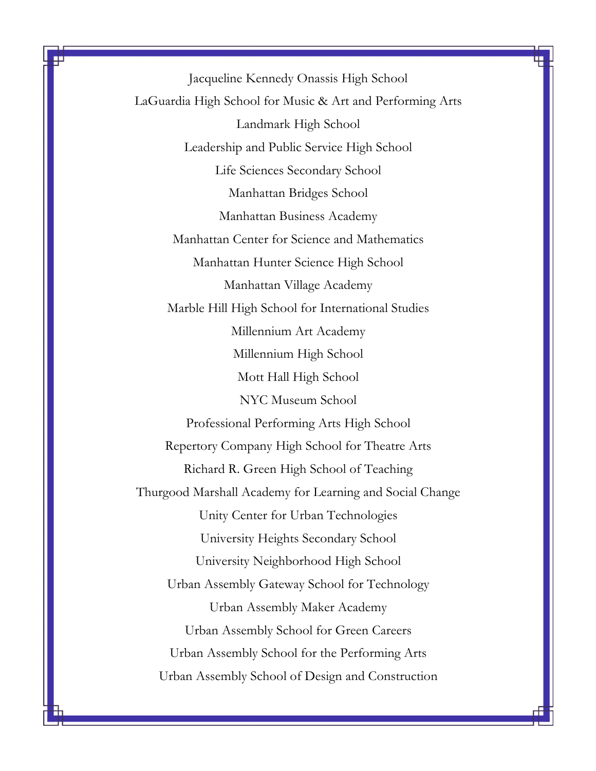Jacqueline Kennedy Onassis High School

LaGuardia High School for Music & Art and Performing Arts

Landmark High School

Leadership and Public Service High School

Life Sciences Secondary School

Manhattan Bridges School

Manhattan Business Academy

Manhattan Center for Science and Mathematics

Manhattan Hunter Science High School

Manhattan Village Academy

Marble Hill High School for International Studies

Millennium Art Academy

Millennium High School

Mott Hall High School

NYC Museum School

Professional Performing Arts High School

Repertory Company High School for Theatre Arts

Richard R. Green High School of Teaching

Thurgood Marshall Academy for Learning and Social Change

Unity Center for Urban Technologies

University Heights Secondary School

University Neighborhood High School

Urban Assembly Gateway School for Technology

Urban Assembly Maker Academy

Urban Assembly School for Green Careers

Urban Assembly School for the Performing Arts

Urban Assembly School of Design and Construction